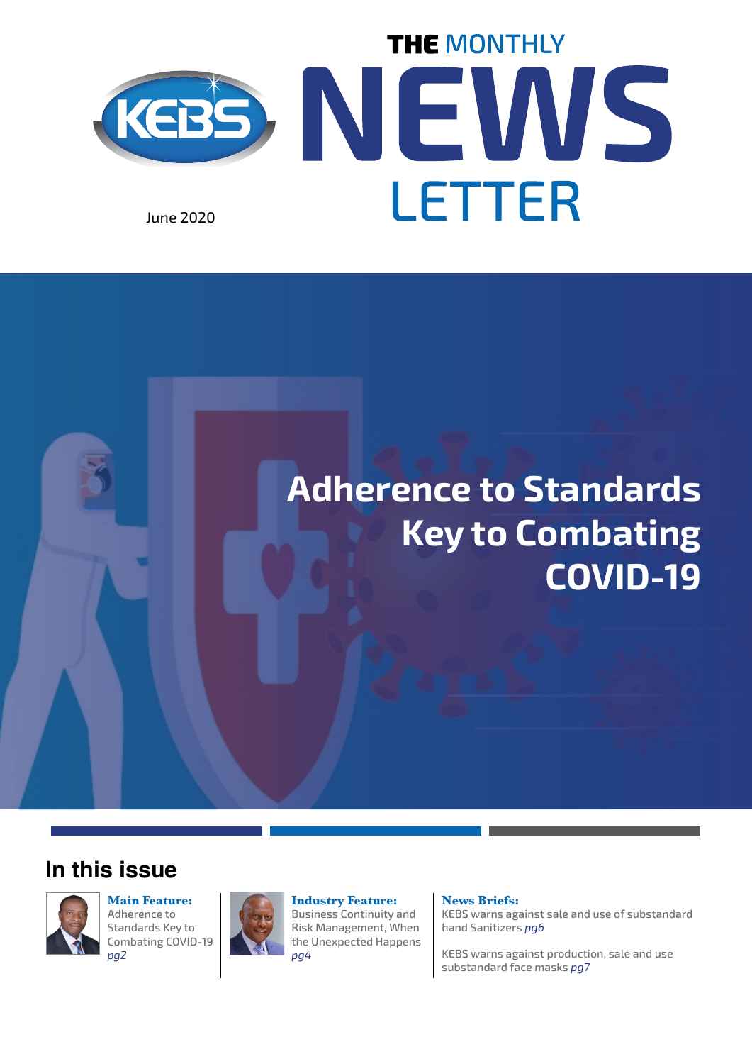# THE MONTHLY NEWS LETTER

June 2020

## Adherence to Standards Key to Combating COVID-19

### In this issue

**Main Feature:**
Adherence to Standards Key to Combating COVID-19 *pg2*

**Industry Feature:**
Business Continuity and Risk Management, When the Unexpected Happens *pg4*

**News Briefs:**
KEBS warns against sale and use of substandard hand Sanitizers *pg6*

KEBS warns against production, sale and use substandard face masks *pg7*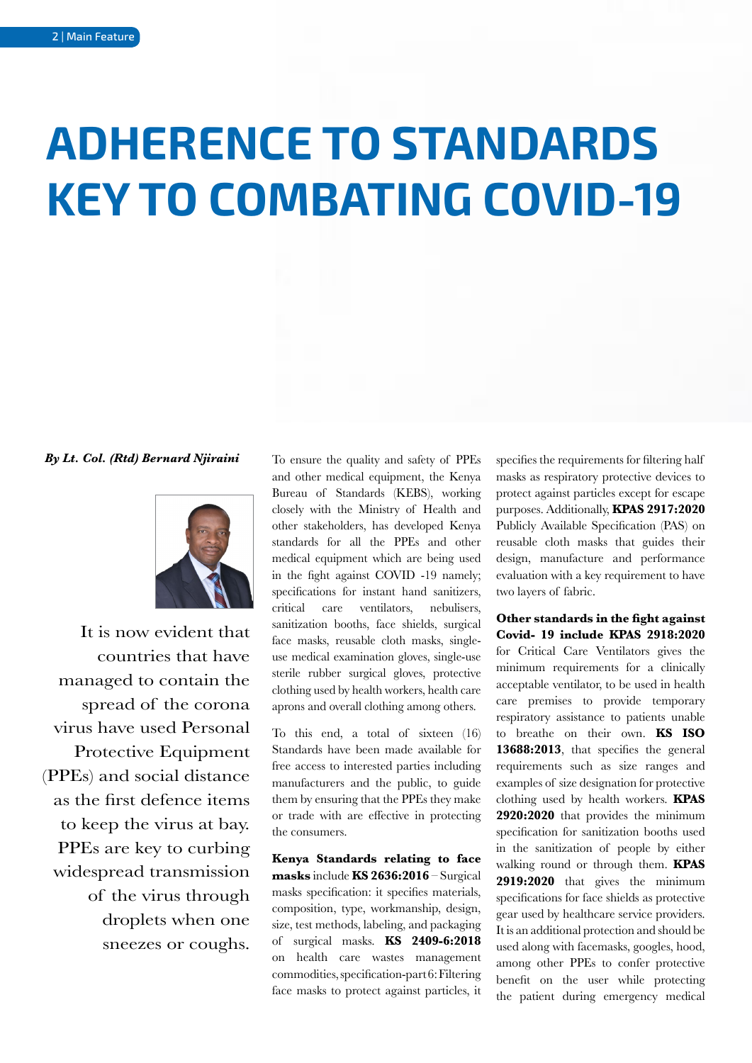# ADHERENCE TO STANDARDS KEY TO COMBATING COVID-19

***By Lt. Col. (Rtd) Bernard Njiraini***

It is now evident that countries that have managed to contain the spread of the corona virus have used Personal Protective Equipment (PPEs) and social distance as the first defence items to keep the virus at bay. PPEs are key to curbing widespread transmission of the virus through droplets when one sneezes or coughs.

To ensure the quality and safety of PPEs and other medical equipment, the Kenya Bureau of Standards (KEBS), working closely with the Ministry of Health and other stakeholders, has developed Kenya standards for all the PPEs and other medical equipment which are being used in the fight against COVID -19 namely; specifications for instant hand sanitizers, critical care ventilators, nebulisers, sanitization booths, face shields, surgical face masks, reusable cloth masks, single-use medical examination gloves, single-use sterile rubber surgical gloves, protective clothing used by health workers, health care aprons and overall clothing among others.

To this end, a total of sixteen (16) Standards have been made available for free access to interested parties including manufacturers and the public, to guide them by ensuring that the PPEs they make or trade with are effective in protecting the consumers.

**Kenya Standards relating to face masks** include **KS 2636:2016** – Surgical masks specification: it specifies materials, composition, type, workmanship, design, size, test methods, labeling, and packaging of surgical masks. **KS 2409-6:2018** on health care wastes management commodities, specification-part 6: Filtering face masks to protect against particles, it specifies the requirements for filtering half masks as respiratory protective devices to protect against particles except for escape purposes. Additionally, **KPAS 2917:2020** Publicly Available Specification (PAS) on reusable cloth masks that guides their design, manufacture and performance evaluation with a key requirement to have two layers of fabric.

**Other standards in the fight against Covid- 19 include KPAS 2918:2020** for Critical Care Ventilators gives the minimum requirements for a clinically acceptable ventilator, to be used in health care premises to provide temporary respiratory assistance to patients unable to breathe on their own. **KS ISO 13688:2013**, that specifies the general requirements such as size ranges and examples of size designation for protective clothing used by health workers. **KPAS 2920:2020** that provides the minimum specification for sanitization booths used in the sanitization of people by either walking round or through them. **KPAS 2919:2020** that gives the minimum specifications for face shields as protective gear used by healthcare service providers. It is an additional protection and should be used along with facemasks, googles, hood, among other PPEs to confer protective benefit on the user while protecting the patient during emergency medical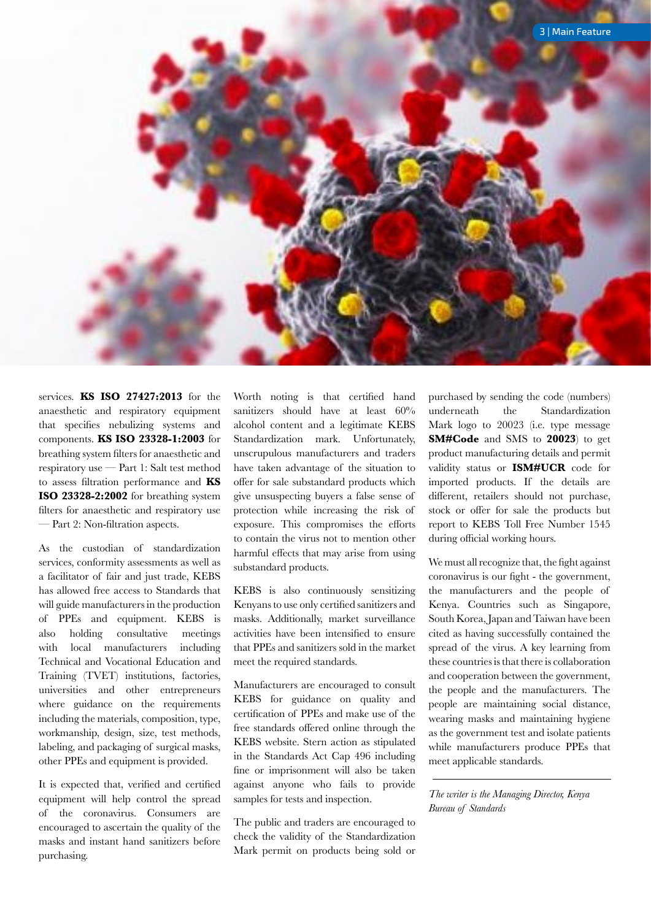services. **KS ISO 27427:2013** for the anaesthetic and respiratory equipment that specifies nebulizing systems and components. **KS ISO 23328-1:2003** for breathing system filters for anaesthetic and respiratory use — Part 1: Salt test method to assess filtration performance and **KS ISO 23328-2:2002** for breathing system filters for anaesthetic and respiratory use — Part 2: Non-filtration aspects.

As the custodian of standardization services, conformity assessments as well as a facilitator of fair and just trade, KEBS has allowed free access to Standards that will guide manufacturers in the production of PPEs and equipment. KEBS is also holding consultative meetings with local manufacturers including Technical and Vocational Education and Training (TVET) institutions, factories, universities and other entrepreneurs where guidance on the requirements including the materials, composition, type, workmanship, design, size, test methods, labeling, and packaging of surgical masks, other PPEs and equipment is provided.

It is expected that, verified and certified equipment will help control the spread of the coronavirus. Consumers are encouraged to ascertain the quality of the masks and instant hand sanitizers before purchasing.

Worth noting is that certified hand sanitizers should have at least 60% alcohol content and a legitimate KEBS Standardization mark. Unfortunately, unscrupulous manufacturers and traders have taken advantage of the situation to offer for sale substandard products which give unsuspecting buyers a false sense of protection while increasing the risk of exposure. This compromises the efforts to contain the virus not to mention other harmful effects that may arise from using substandard products.

KEBS is also continuously sensitizing Kenyans to use only certified sanitizers and masks. Additionally, market surveillance activities have been intensified to ensure that PPEs and sanitizers sold in the market meet the required standards.

Manufacturers are encouraged to consult KEBS for guidance on quality and certification of PPEs and make use of the free standards offered online through the KEBS website. Stern action as stipulated in the Standards Act Cap 496 including fine or imprisonment will also be taken against anyone who fails to provide samples for tests and inspection.

The public and traders are encouraged to check the validity of the Standardization Mark permit on products being sold or purchased by sending the code (numbers) underneath the Standardization Mark logo to 20023 (i.e. type message **SM#Code** and SMS to **20023**) to get product manufacturing details and permit validity status or **ISM#UCR** code for imported products. If the details are different, retailers should not purchase, stock or offer for sale the products but report to KEBS Toll Free Number 1545 during official working hours.

We must all recognize that, the fight against coronavirus is our fight - the government, the manufacturers and the people of Kenya. Countries such as Singapore, South Korea, Japan and Taiwan have been cited as having successfully contained the spread of the virus. A key learning from these countries is that there is collaboration and cooperation between the government, the people and the manufacturers. The people are maintaining social distance, wearing masks and maintaining hygiene as the government test and isolate patients while manufacturers produce PPEs that meet applicable standards.

---

*The writer is the Managing Director, Kenya Bureau of Standards*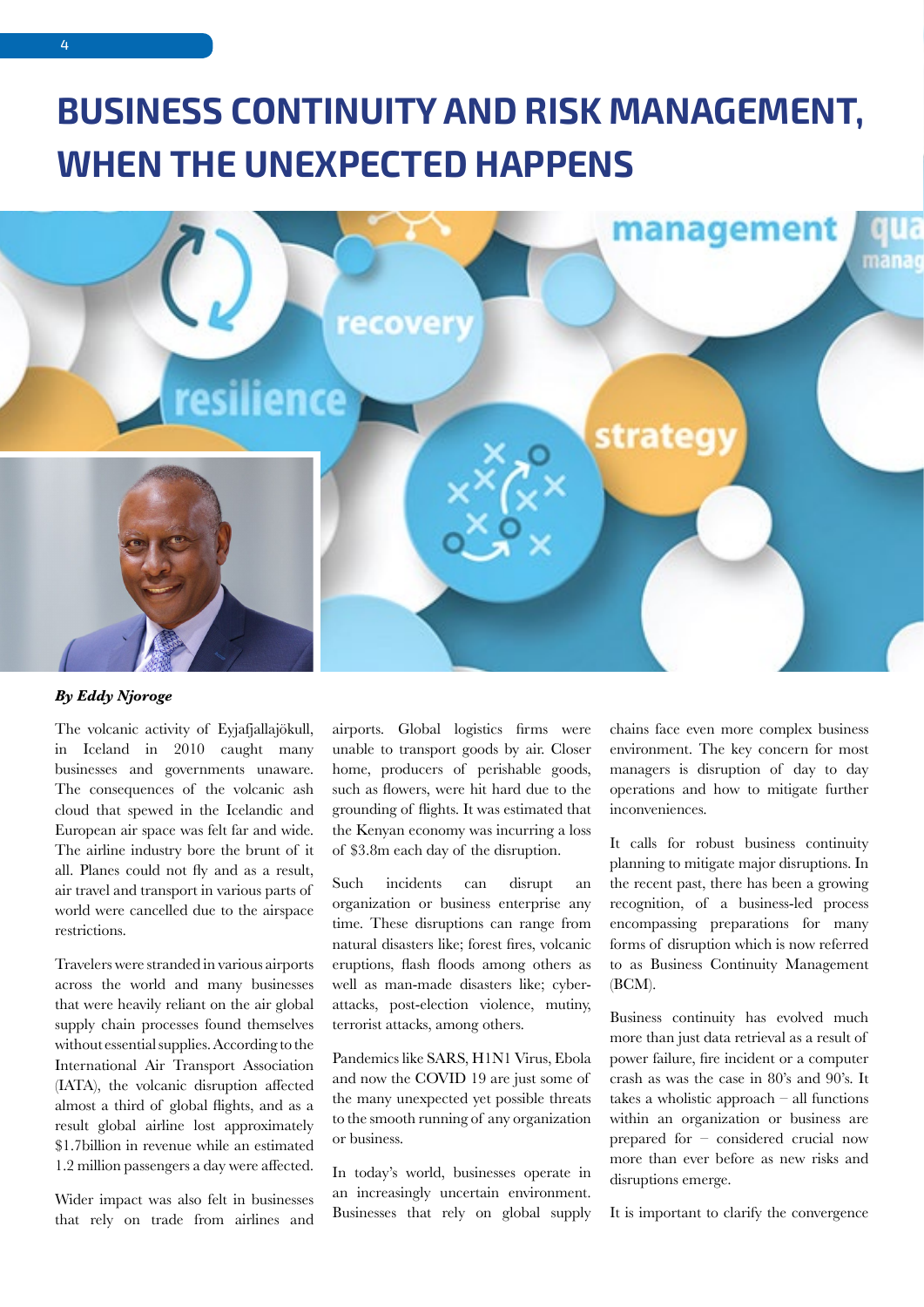# BUSINESS CONTINUITY AND RISK MANAGEMENT, WHEN THE UNEXPECTED HAPPENS

***By Eddy Njoroge***

The volcanic activity of Eyjafjallajökull, in Iceland in 2010 caught many businesses and governments unaware. The consequences of the volcanic ash cloud that spewed in the Icelandic and European air space was felt far and wide. The airline industry bore the brunt of it all. Planes could not fly and as a result, air travel and transport in various parts of world were cancelled due to the airspace restrictions.

Travelers were stranded in various airports across the world and many businesses that were heavily reliant on the air global supply chain processes found themselves without essential supplies. According to the International Air Transport Association (IATA), the volcanic disruption affected almost a third of global flights, and as a result global airline lost approximately $1.7billion in revenue while an estimated 1.2 million passengers a day were affected.

Wider impact was also felt in businesses that rely on trade from airlines and airports. Global logistics firms were unable to transport goods by air. Closer home, producers of perishable goods, such as flowers, were hit hard due to the grounding of flights. It was estimated that the Kenyan economy was incurring a loss of $3.8m each day of the disruption.

Such incidents can disrupt an organization or business enterprise any time. These disruptions can range from natural disasters like; forest fires, volcanic eruptions, flash floods among others as well as man-made disasters like; cyber-attacks, post-election violence, mutiny, terrorist attacks, among others.

Pandemics like SARS, H1N1 Virus, Ebola and now the COVID 19 are just some of the many unexpected yet possible threats to the smooth running of any organization or business.

In today's world, businesses operate in an increasingly uncertain environment. Businesses that rely on global supply chains face even more complex business environment. The key concern for most managers is disruption of day to day operations and how to mitigate further inconveniences.

It calls for robust business continuity planning to mitigate major disruptions. In the recent past, there has been a growing recognition, of a business-led process encompassing preparations for many forms of disruption which is now referred to as Business Continuity Management (BCM).

Business continuity has evolved much more than just data retrieval as a result of power failure, fire incident or a computer crash as was the case in 80's and 90's. It takes a wholistic approach – all functions within an organization or business are prepared for – considered crucial now more than ever before as new risks and disruptions emerge.

It is important to clarify the convergence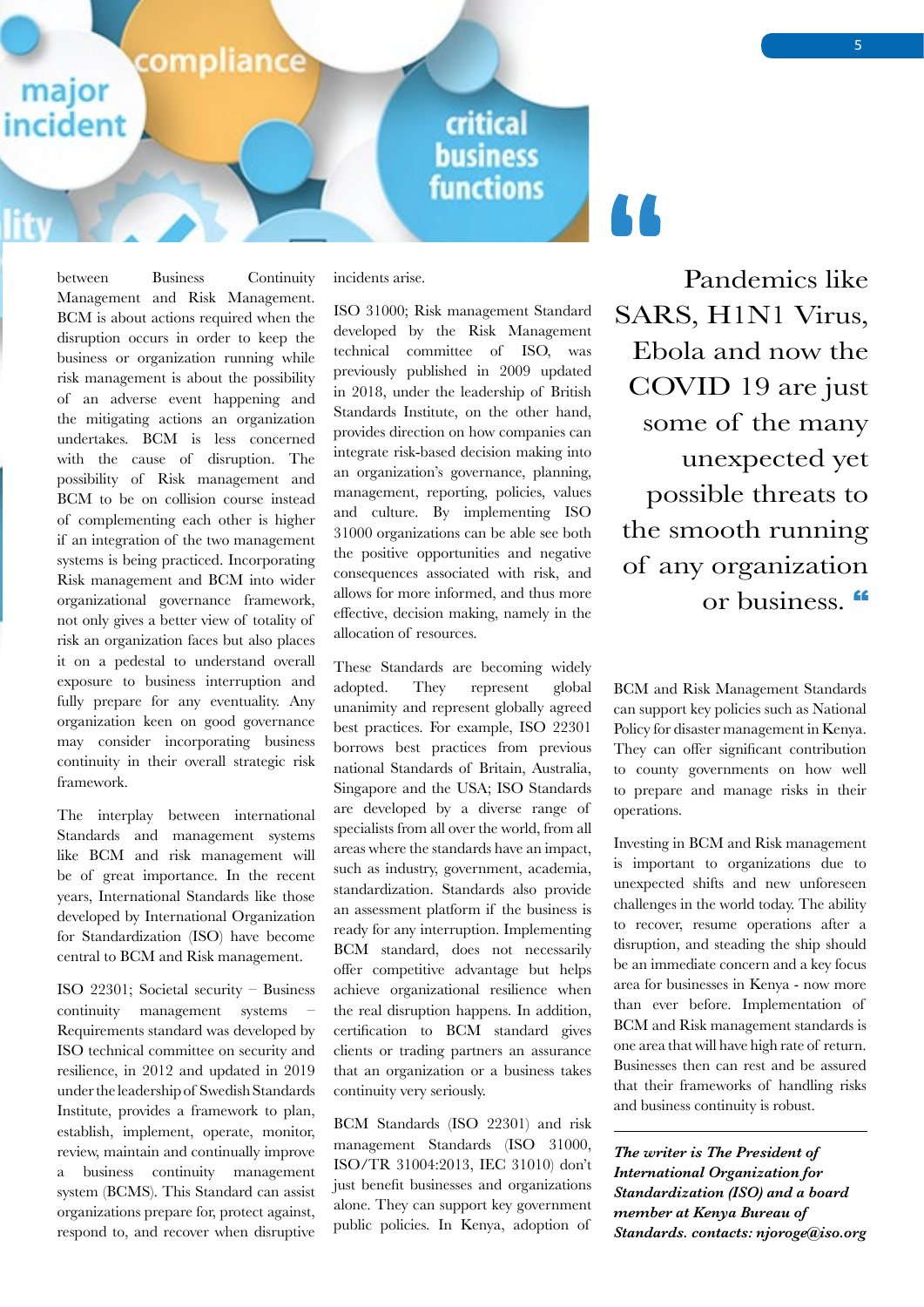between Business Continuity Management and Risk Management. BCM is about actions required when the disruption occurs in order to keep the business or organization running while risk management is about the possibility of an adverse event happening and the mitigating actions an organization undertakes. BCM is less concerned with the cause of disruption. The possibility of Risk management and BCM to be on collision course instead of complementing each other is higher if an integration of the two management systems is being practiced. Incorporating Risk management and BCM into wider organizational governance framework, not only gives a better view of totality of risk an organization faces but also places it on a pedestal to understand overall exposure to business interruption and fully prepare for any eventuality. Any organization keen on good governance may consider incorporating business continuity in their overall strategic risk framework.

The interplay between international Standards and management systems like BCM and risk management will be of great importance. In the recent years, International Standards like those developed by International Organization for Standardization (ISO) have become central to BCM and Risk management.

ISO 22301; Societal security – Business continuity management systems – Requirements standard was developed by ISO technical committee on security and resilience, in 2012 and updated in 2019 under the leadership of Swedish Standards Institute, provides a framework to plan, establish, implement, operate, monitor, review, maintain and continually improve a business continuity management system (BCMS). This Standard can assist organizations prepare for, protect against, respond to, and recover when disruptive incidents arise.

ISO 31000; Risk management Standard developed by the Risk Management technical committee of ISO, was previously published in 2009 updated in 2018, under the leadership of British Standards Institute, on the other hand, provides direction on how companies can integrate risk-based decision making into an organization's governance, planning, management, reporting, policies, values and culture. By implementing ISO 31000 organizations can be able see both the positive opportunities and negative consequences associated with risk, and allows for more informed, and thus more effective, decision making, namely in the allocation of resources.

These Standards are becoming widely adopted. They represent global unanimity and represent globally agreed best practices. For example, ISO 22301 borrows best practices from previous national Standards of Britain, Australia, Singapore and the USA; ISO Standards are developed by a diverse range of specialists from all over the world, from all areas where the standards have an impact, such as industry, government, academia, standardization. Standards also provide an assessment platform if the business is ready for any interruption. Implementing BCM standard, does not necessarily offer competitive advantage but helps achieve organizational resilience when the real disruption happens. In addition, certification to BCM standard gives clients or trading partners an assurance that an organization or a business takes continuity very seriously.

BCM Standards (ISO 22301) and risk management Standards (ISO 31000, ISO/TR 31004:2013, IEC 31010) don't just benefit businesses and organizations alone. They can support key government public policies. In Kenya, adoption of BCM and Risk Management Standards can support key policies such as National Policy for disaster management in Kenya. They can offer significant contribution to county governments on how well to prepare and manage risks in their operations.

> "Pandemics like SARS, H1N1 Virus, Ebola and now the COVID 19 are just some of the many unexpected yet possible threats to the smooth running of any organization or business."

Investing in BCM and Risk management is important to organizations due to unexpected shifts and new unforeseen challenges in the world today. The ability to recover, resume operations after a disruption, and steading the ship should be an immediate concern and a key focus area for businesses in Kenya - now more than ever before. Implementation of BCM and Risk management standards is one area that will have high rate of return. Businesses then can rest and be assured that their frameworks of handling risks and business continuity is robust.

***The writer is The President of International Organization for Standardization (ISO) and a board member at Kenya Bureau of Standards. contacts: njoroge@iso.org***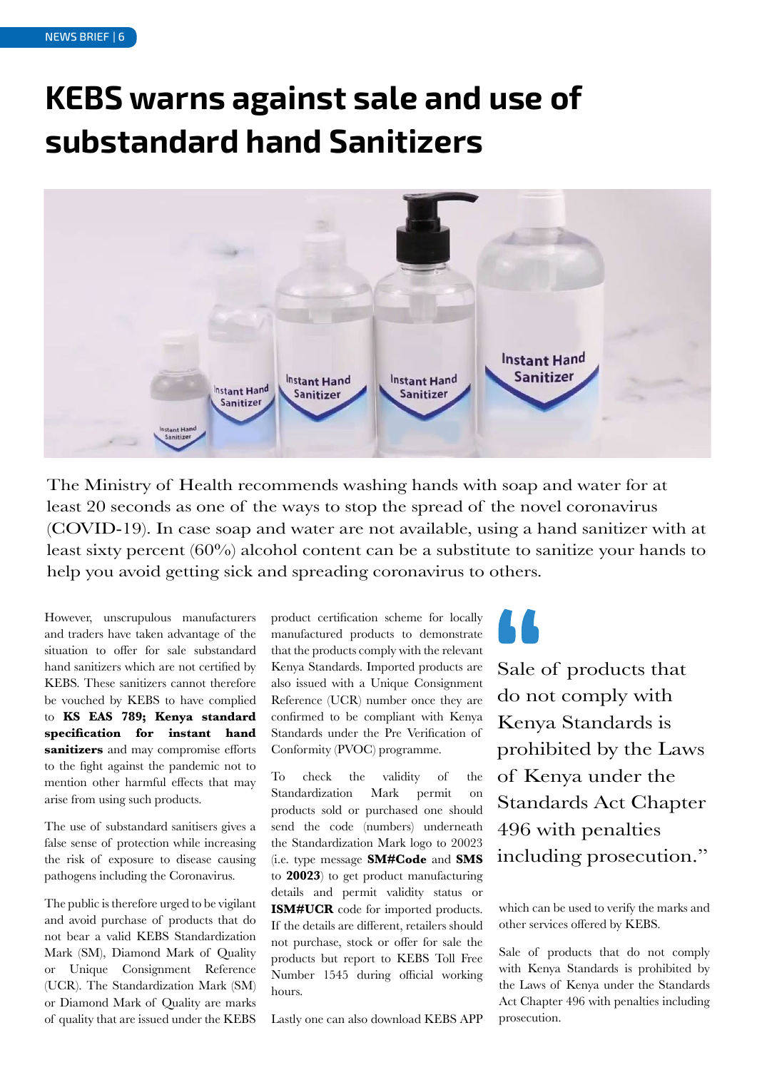# KEBS warns against sale and use of substandard hand Sanitizers

The Ministry of Health recommends washing hands with soap and water for at least 20 seconds as one of the ways to stop the spread of the novel coronavirus (COVID-19). In case soap and water are not available, using a hand sanitizer with at least sixty percent (60%) alcohol content can be a substitute to sanitize your hands to help you avoid getting sick and spreading coronavirus to others.

However, unscrupulous manufacturers and traders have taken advantage of the situation to offer for sale substandard hand sanitizers which are not certified by KEBS. These sanitizers cannot therefore be vouched by KEBS to have complied to **KS EAS 789; Kenya standard specification for instant hand sanitizers** and may compromise efforts to the fight against the pandemic not to mention other harmful effects that may arise from using such products.

The use of substandard sanitisers gives a false sense of protection while increasing the risk of exposure to disease causing pathogens including the Coronavirus.

The public is therefore urged to be vigilant and avoid purchase of products that do not bear a valid KEBS Standardization Mark (SM), Diamond Mark of Quality or Unique Consignment Reference (UCR). The Standardization Mark (SM) or Diamond Mark of Quality are marks of quality that are issued under the KEBS product certification scheme for locally manufactured products to demonstrate that the products comply with the relevant Kenya Standards. Imported products are also issued with a Unique Consignment Reference (UCR) number once they are confirmed to be compliant with Kenya Standards under the Pre Verification of Conformity (PVOC) programme.

To check the validity of the Standardization Mark permit on products sold or purchased one should send the code (numbers) underneath the Standardization Mark logo to 20023 (i.e. type message **SM#Code** and **SMS** to **20023**) to get product manufacturing details and permit validity status or **ISM#UCR** code for imported products. If the details are different, retailers should not purchase, stock or offer for sale the products but report to KEBS Toll Free Number 1545 during official working hours.

Lastly one can also download KEBS APP which can be used to verify the marks and other services offered by KEBS.

> "Sale of products that do not comply with Kenya Standards is prohibited by the Laws of Kenya under the Standards Act Chapter 496 with penalties including prosecution."

Sale of products that do not comply with Kenya Standards is prohibited by the Laws of Kenya under the Standards Act Chapter 496 with penalties including prosecution.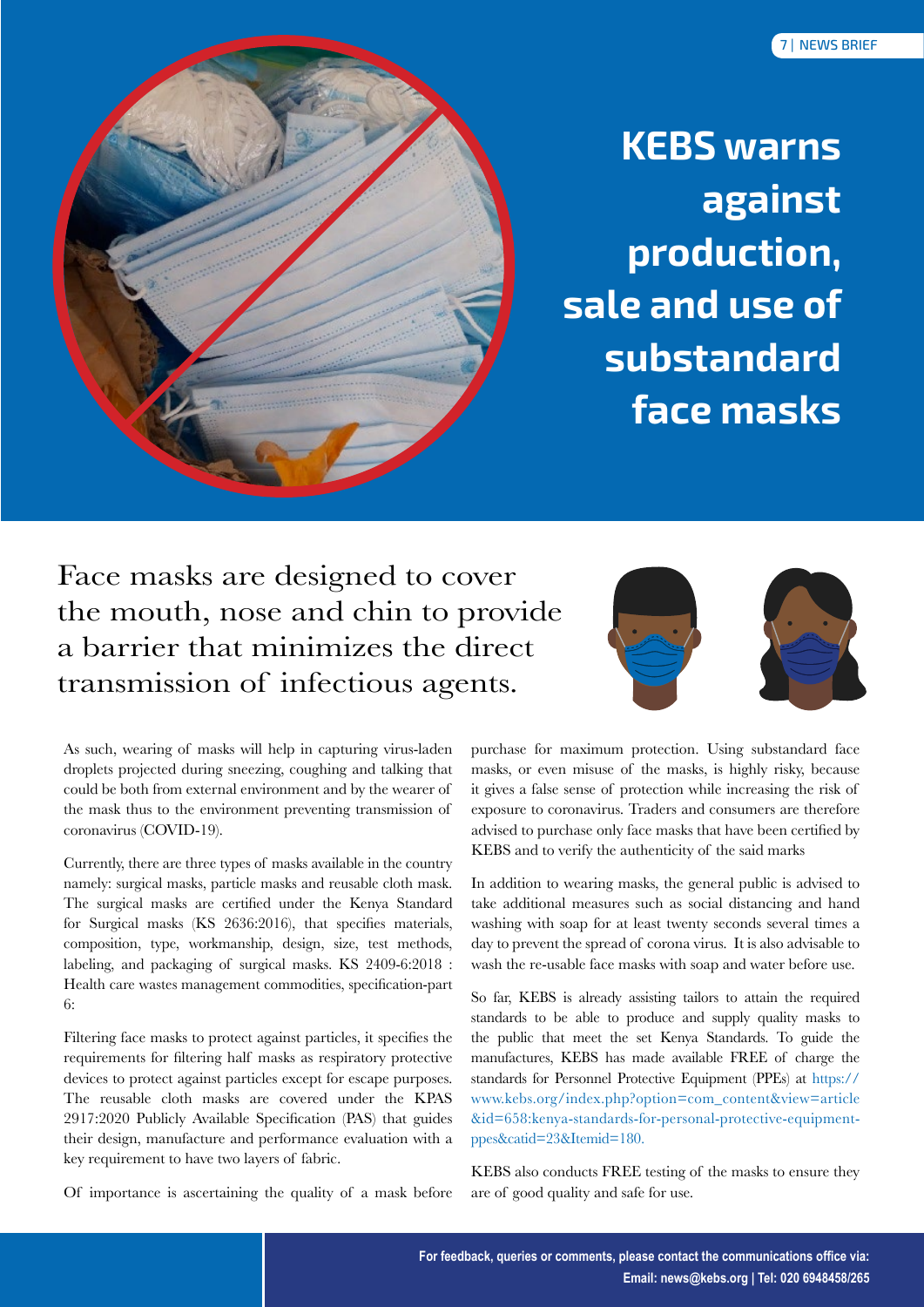# KEBS warns against production, sale and use of substandard face masks

Face masks are designed to cover the mouth, nose and chin to provide a barrier that minimizes the direct transmission of infectious agents.

As such, wearing of masks will help in capturing virus-laden droplets projected during sneezing, coughing and talking that could be both from external environment and by the wearer of the mask thus to the environment preventing transmission of coronavirus (COVID-19).

Currently, there are three types of masks available in the country namely: surgical masks, particle masks and reusable cloth mask. The surgical masks are certified under the Kenya Standard for Surgical masks (KS 2636:2016), that specifies materials, composition, type, workmanship, design, size, test methods, labeling, and packaging of surgical masks. KS 2409-6:2018 : Health care wastes management commodities, specification-part 6:

Filtering face masks to protect against particles, it specifies the requirements for filtering half masks as respiratory protective devices to protect against particles except for escape purposes. The reusable cloth masks are covered under the KPAS 2917:2020 Publicly Available Specification (PAS) that guides their design, manufacture and performance evaluation with a key requirement to have two layers of fabric.

Of importance is ascertaining the quality of a mask before purchase for maximum protection. Using substandard face masks, or even misuse of the masks, is highly risky, because it gives a false sense of protection while increasing the risk of exposure to coronavirus. Traders and consumers are therefore advised to purchase only face masks that have been certified by KEBS and to verify the authenticity of the said marks

In addition to wearing masks, the general public is advised to take additional measures such as social distancing and hand washing with soap for at least twenty seconds several times a day to prevent the spread of corona virus. It is also advisable to wash the re-usable face masks with soap and water before use.

So far, KEBS is already assisting tailors to attain the required standards to be able to produce and supply quality masks to the public that meet the set Kenya Standards. To guide the manufactures, KEBS has made available FREE of charge the standards for Personnel Protective Equipment (PPEs) at https://www.kebs.org/index.php?option=com_content&view=article&id=658:kenya-standards-for-personal-protective-equipment-ppes&catid=23&Itemid=180.

KEBS also conducts FREE testing of the masks to ensure they are of good quality and safe for use.

**For feedback, queries or comments, please contact the communications office via:**
**Email: news@kebs.org | Tel: 020 6948458/265**